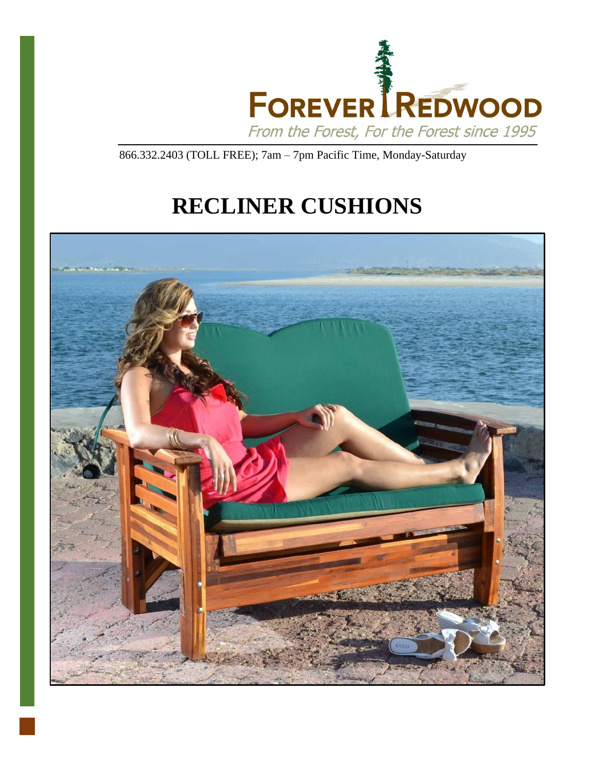FOREVER REDWOOD

*From the Forest, For the Forest since 1995*

866.332.2403 (TOLL FREE); 7am – 7pm Pacific Time, Monday-Saturday

# RECLINER CUSHIONS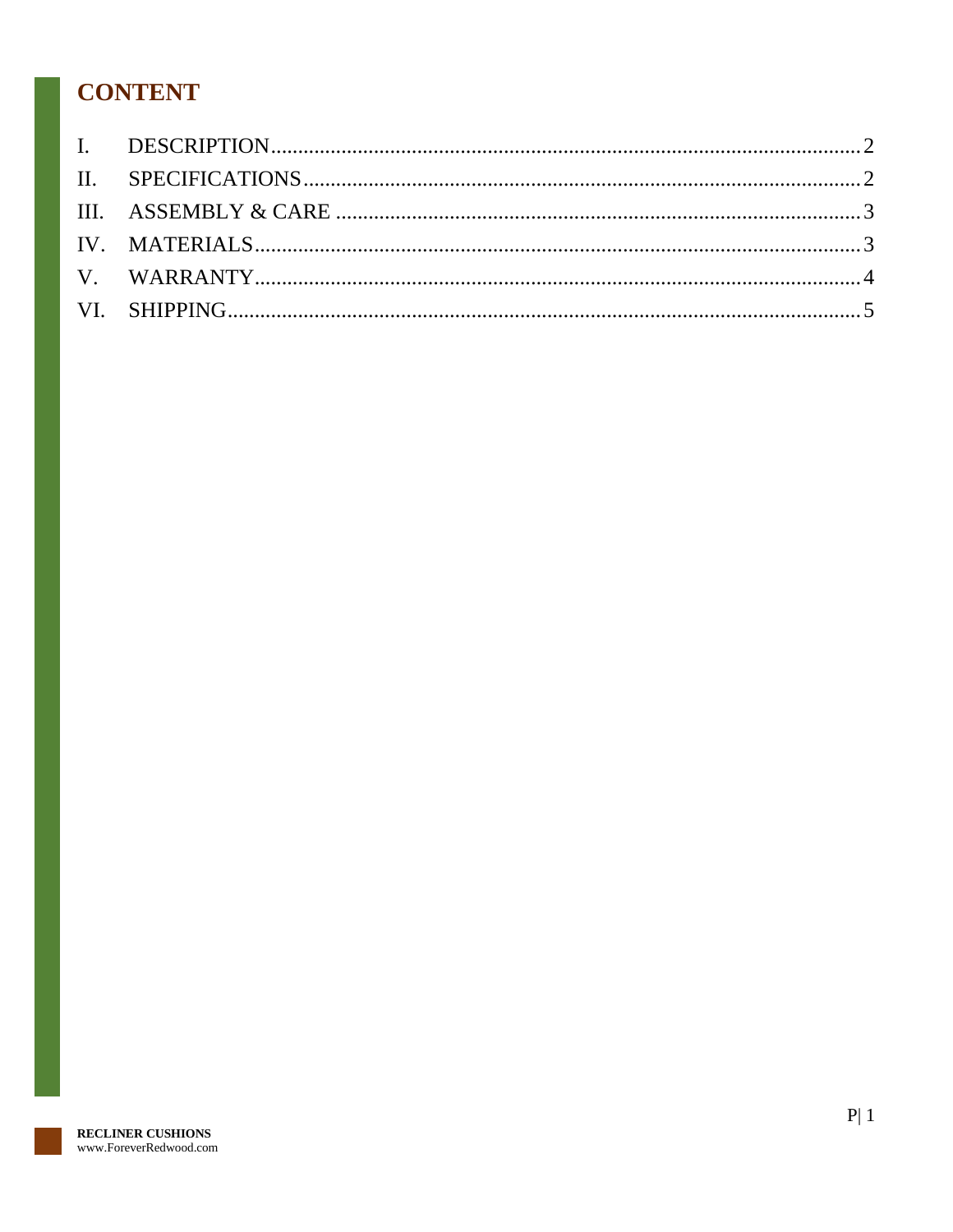# CONTENT

I. DESCRIPTION .......... 2
II. SPECIFICATIONS .......... 2
III. ASSEMBLY & CARE .......... 3
IV. MATERIALS .......... 3
V. WARRANTY .......... 4
VI. SHIPPING .......... 5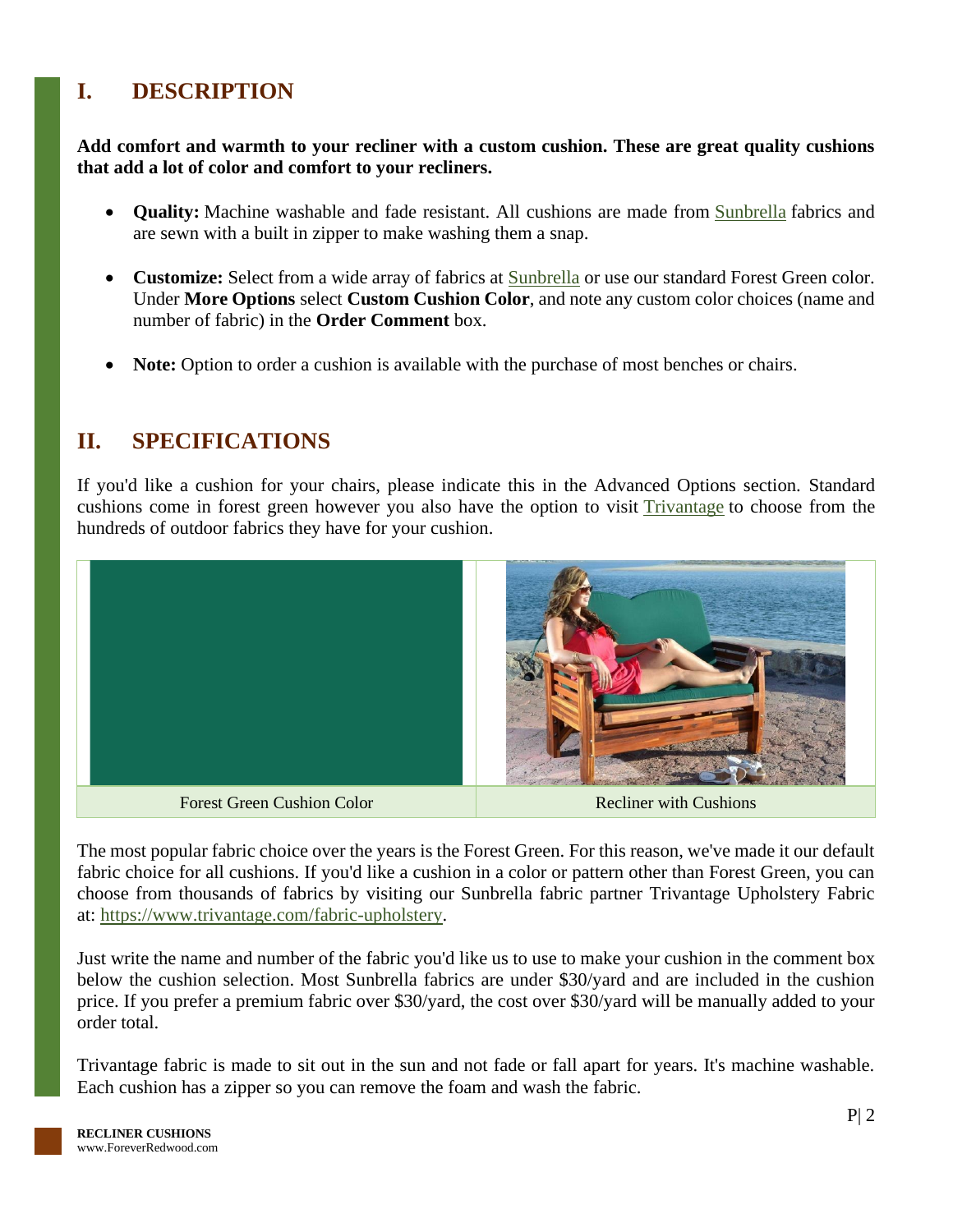# I. DESCRIPTION

**Add comfort and warmth to your recliner with a custom cushion. These are great quality cushions that add a lot of color and comfort to your recliners.**

- **Quality:** Machine washable and fade resistant. All cushions are made from Sunbrella fabrics and are sewn with a built in zipper to make washing them a snap.
- **Customize:** Select from a wide array of fabrics at Sunbrella or use our standard Forest Green color. Under **More Options** select **Custom Cushion Color**, and note any custom color choices (name and number of fabric) in the **Order Comment** box.
- **Note:** Option to order a cushion is available with the purchase of most benches or chairs.

# II. SPECIFICATIONS

If you'd like a cushion for your chairs, please indicate this in the Advanced Options section. Standard cushions come in forest green however you also have the option to visit Trivantage to choose from the hundreds of outdoor fabrics they have for your cushion.

| Forest Green Cushion Color | Recliner with Cushions |
|---|---|

The most popular fabric choice over the years is the Forest Green. For this reason, we've made it our default fabric choice for all cushions. If you'd like a cushion in a color or pattern other than Forest Green, you can choose from thousands of fabrics by visiting our Sunbrella fabric partner Trivantage Upholstery Fabric at: https://www.trivantage.com/fabric-upholstery.

Just write the name and number of the fabric you'd like us to use to make your cushion in the comment box below the cushion selection. Most Sunbrella fabrics are under $30/yard and are included in the cushion price. If you prefer a premium fabric over $30/yard, the cost over $30/yard will be manually added to your order total.

Trivantage fabric is made to sit out in the sun and not fade or fall apart for years. It's machine washable. Each cushion has a zipper so you can remove the foam and wash the fabric.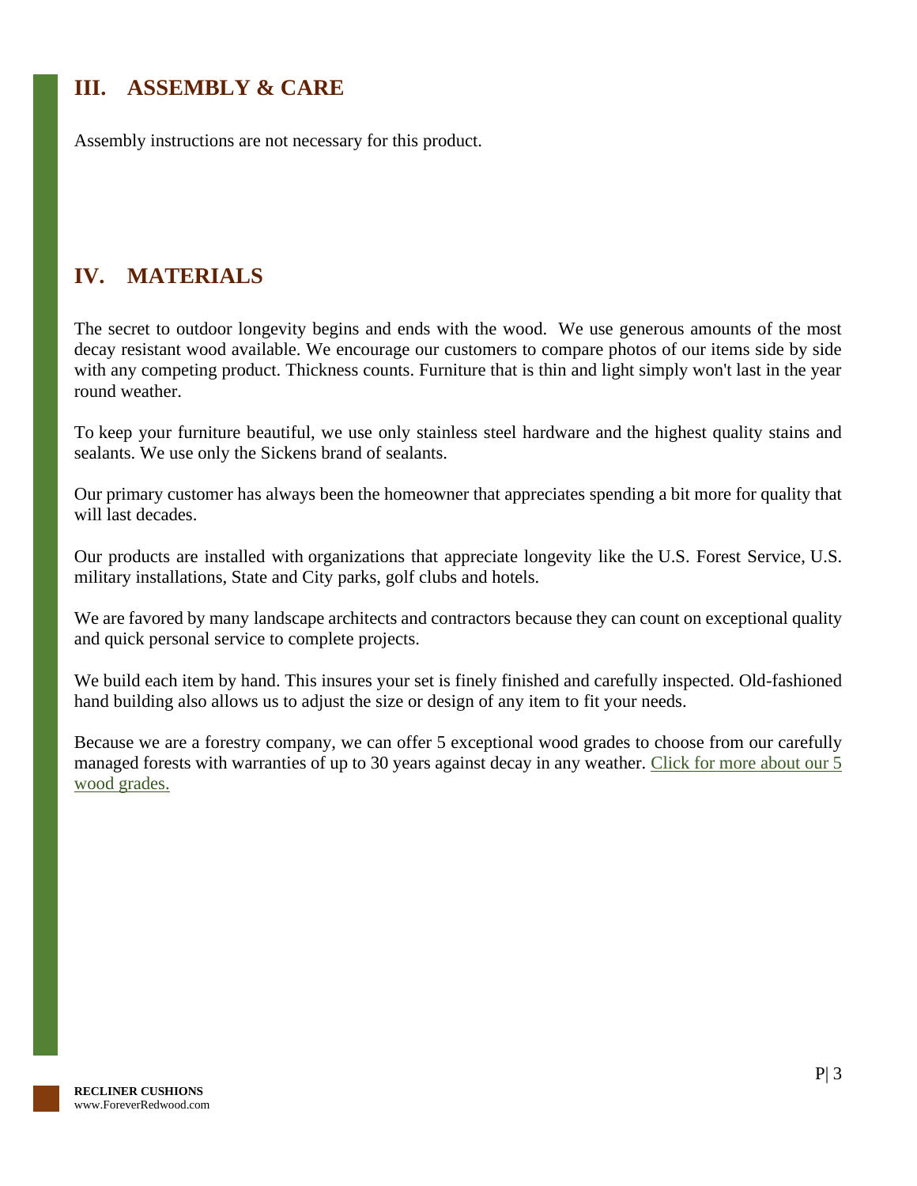## III. ASSEMBLY & CARE

Assembly instructions are not necessary for this product.

## IV. MATERIALS

The secret to outdoor longevity begins and ends with the wood. We use generous amounts of the most decay resistant wood available. We encourage our customers to compare photos of our items side by side with any competing product. Thickness counts. Furniture that is thin and light simply won't last in the year round weather.

To keep your furniture beautiful, we use only stainless steel hardware and the highest quality stains and sealants. We use only the Sickens brand of sealants.

Our primary customer has always been the homeowner that appreciates spending a bit more for quality that will last decades.

Our products are installed with organizations that appreciate longevity like the U.S. Forest Service, U.S. military installations, State and City parks, golf clubs and hotels.

We are favored by many landscape architects and contractors because they can count on exceptional quality and quick personal service to complete projects.

We build each item by hand. This insures your set is finely finished and carefully inspected. Old-fashioned hand building also allows us to adjust the size or design of any item to fit your needs.

Because we are a forestry company, we can offer 5 exceptional wood grades to choose from our carefully managed forests with warranties of up to 30 years against decay in any weather. Click for more about our 5 wood grades.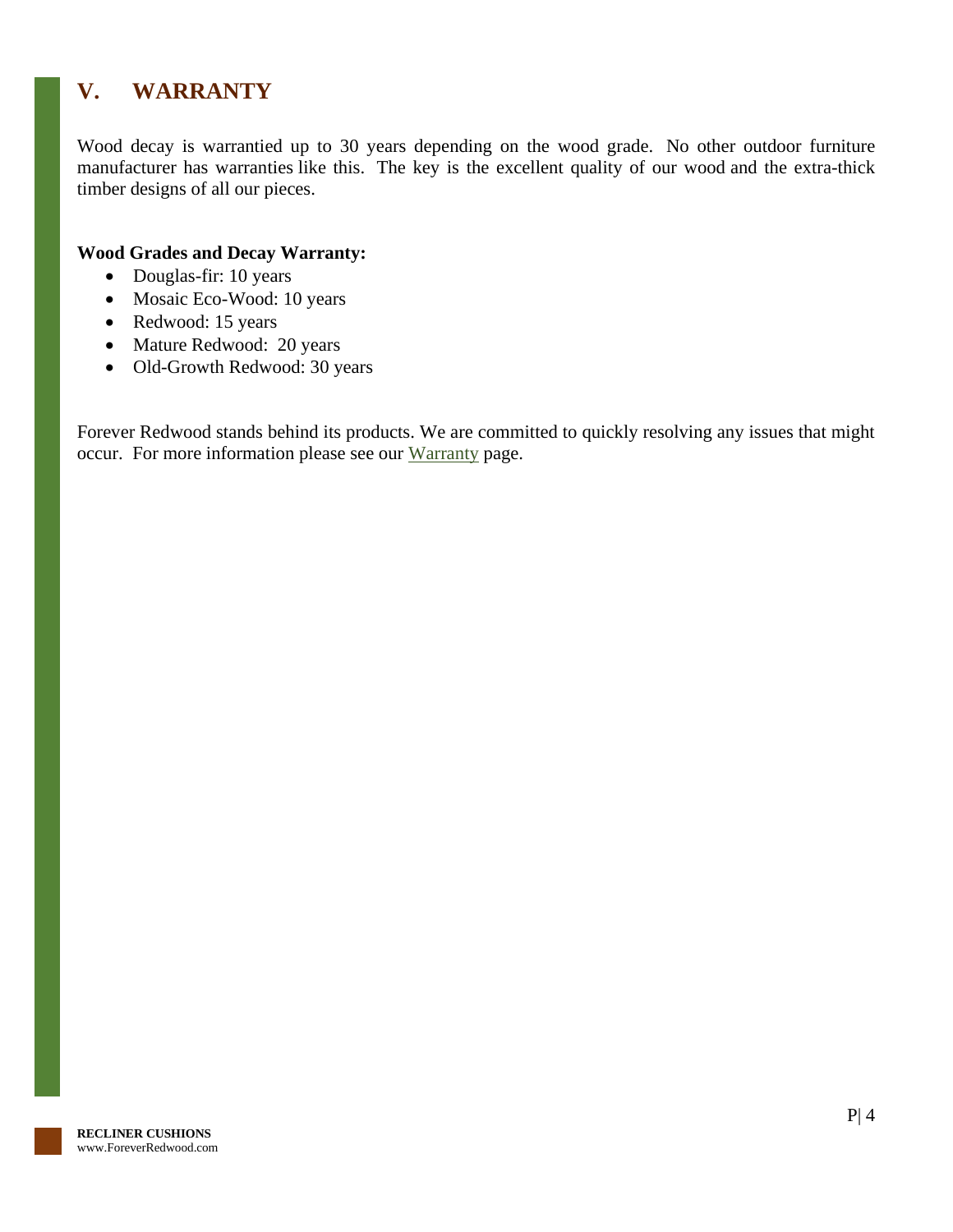## V. WARRANTY

Wood decay is warrantied up to 30 years depending on the wood grade. No other outdoor furniture manufacturer has warranties like this. The key is the excellent quality of our wood and the extra-thick timber designs of all our pieces.

**Wood Grades and Decay Warranty:**

- Douglas-fir: 10 years
- Mosaic Eco-Wood: 10 years
- Redwood: 15 years
- Mature Redwood: 20 years
- Old-Growth Redwood: 30 years

Forever Redwood stands behind its products. We are committed to quickly resolving any issues that might occur. For more information please see our Warranty page.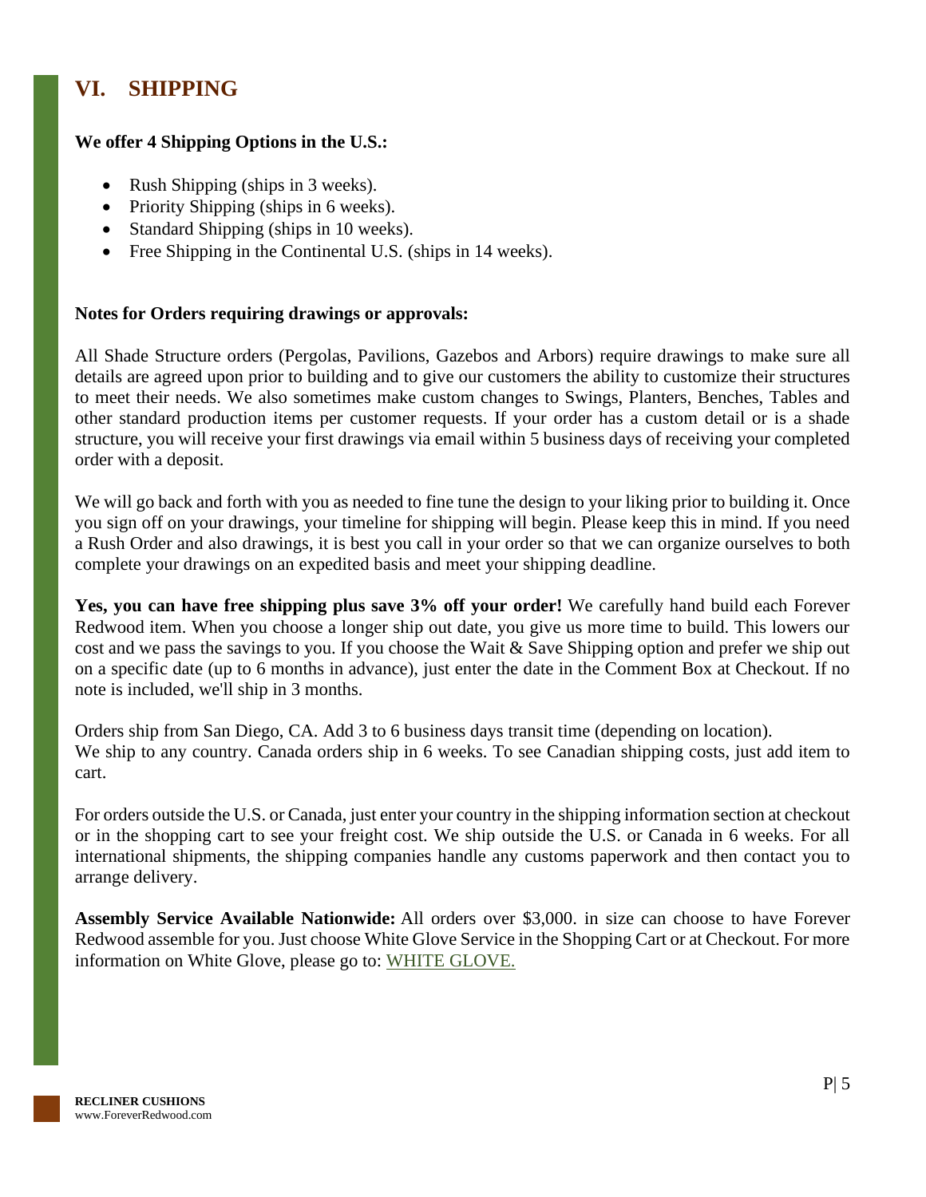# VI. SHIPPING

**We offer 4 Shipping Options in the U.S.:**

- Rush Shipping (ships in 3 weeks).
- Priority Shipping (ships in 6 weeks).
- Standard Shipping (ships in 10 weeks).
- Free Shipping in the Continental U.S. (ships in 14 weeks).

**Notes for Orders requiring drawings or approvals:**

All Shade Structure orders (Pergolas, Pavilions, Gazebos and Arbors) require drawings to make sure all details are agreed upon prior to building and to give our customers the ability to customize their structures to meet their needs. We also sometimes make custom changes to Swings, Planters, Benches, Tables and other standard production items per customer requests. If your order has a custom detail or is a shade structure, you will receive your first drawings via email within 5 business days of receiving your completed order with a deposit.

We will go back and forth with you as needed to fine tune the design to your liking prior to building it. Once you sign off on your drawings, your timeline for shipping will begin. Please keep this in mind. If you need a Rush Order and also drawings, it is best you call in your order so that we can organize ourselves to both complete your drawings on an expedited basis and meet your shipping deadline.

**Yes, you can have free shipping plus save 3% off your order!** We carefully hand build each Forever Redwood item. When you choose a longer ship out date, you give us more time to build. This lowers our cost and we pass the savings to you. If you choose the Wait & Save Shipping option and prefer we ship out on a specific date (up to 6 months in advance), just enter the date in the Comment Box at Checkout. If no note is included, we'll ship in 3 months.

Orders ship from San Diego, CA. Add 3 to 6 business days transit time (depending on location).
We ship to any country. Canada orders ship in 6 weeks. To see Canadian shipping costs, just add item to cart.

For orders outside the U.S. or Canada, just enter your country in the shipping information section at checkout or in the shopping cart to see your freight cost. We ship outside the U.S. or Canada in 6 weeks. For all international shipments, the shipping companies handle any customs paperwork and then contact you to arrange delivery.

**Assembly Service Available Nationwide:** All orders over $3,000. in size can choose to have Forever Redwood assemble for you. Just choose White Glove Service in the Shopping Cart or at Checkout. For more information on White Glove, please go to: WHITE GLOVE.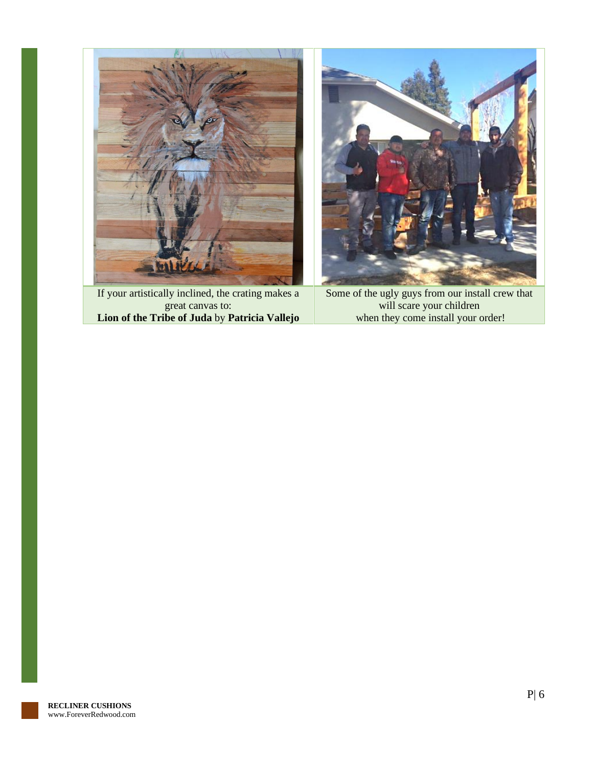| | |
|---|---|
| If your artistically inclined, the crating makes a great canvas to: **Lion of the Tribe of Juda** by **Patricia Vallejo** | Some of the ugly guys from our install crew that will scare your children when they come install your order! |